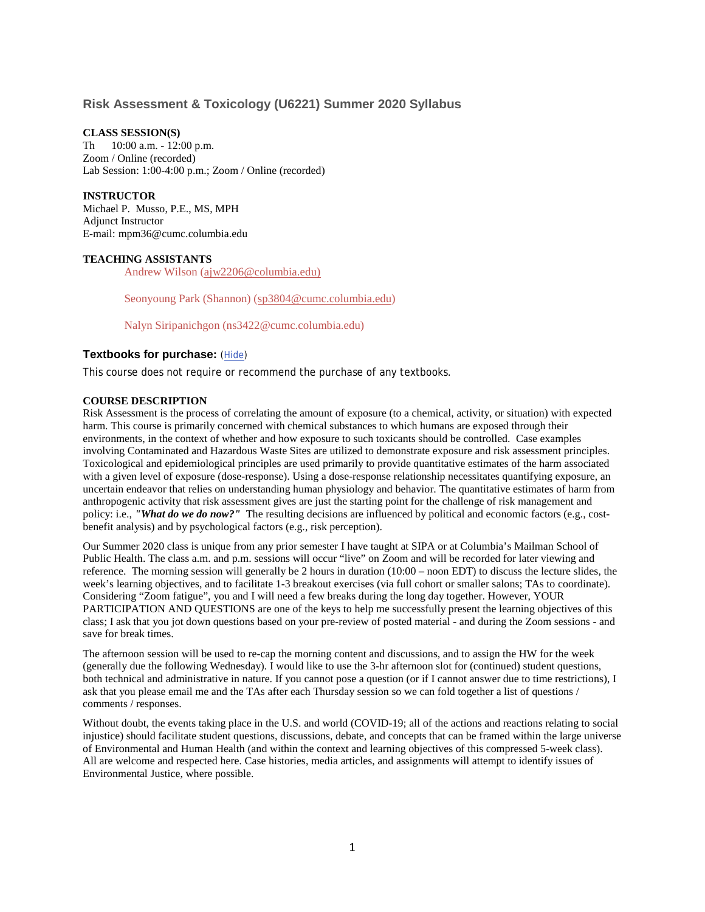## Risk Assessment & Toxicology (U6221) Summer 2020 Syllabus

**CLASS SESSION(S)**
Th    10:00 a.m. - 12:00 p.m.
Zoom / Online (recorded)
Lab Session: 1:00-4:00 p.m.; Zoom / Online (recorded)

**INSTRUCTOR**
Michael P. Musso, P.E., MS, MPH
Adjunct Instructor
E-mail: mpm36@cumc.columbia.edu

**TEACHING ASSISTANTS**

Andrew Wilson (ajw2206@columbia.edu)

Seonyoung Park (Shannon) (sp3804@cumc.columbia.edu)

Nalyn Siripanichgon (ns3422@cumc.columbia.edu)

### Textbooks for purchase: (Hide)

This course does not require or recommend the purchase of any textbooks.

**COURSE DESCRIPTION**
Risk Assessment is the process of correlating the amount of exposure (to a chemical, activity, or situation) with expected harm. This course is primarily concerned with chemical substances to which humans are exposed through their environments, in the context of whether and how exposure to such toxicants should be controlled. Case examples involving Contaminated and Hazardous Waste Sites are utilized to demonstrate exposure and risk assessment principles. Toxicological and epidemiological principles are used primarily to provide quantitative estimates of the harm associated with a given level of exposure (dose-response). Using a dose-response relationship necessitates quantifying exposure, an uncertain endeavor that relies on understanding human physiology and behavior. The quantitative estimates of harm from anthropogenic activity that risk assessment gives are just the starting point for the challenge of risk management and policy: i.e., ***"What do we do now?"*** The resulting decisions are influenced by political and economic factors (e.g., cost-benefit analysis) and by psychological factors (e.g., risk perception).

Our Summer 2020 class is unique from any prior semester I have taught at SIPA or at Columbia's Mailman School of Public Health. The class a.m. and p.m. sessions will occur "live" on Zoom and will be recorded for later viewing and reference. The morning session will generally be 2 hours in duration (10:00 – noon EDT) to discuss the lecture slides, the week's learning objectives, and to facilitate 1-3 breakout exercises (via full cohort or smaller salons; TAs to coordinate). Considering "Zoom fatigue", you and I will need a few breaks during the long day together. However, YOUR PARTICIPATION AND QUESTIONS are one of the keys to help me successfully present the learning objectives of this class; I ask that you jot down questions based on your pre-review of posted material - and during the Zoom sessions - and save for break times.

The afternoon session will be used to re-cap the morning content and discussions, and to assign the HW for the week (generally due the following Wednesday). I would like to use the 3-hr afternoon slot for (continued) student questions, both technical and administrative in nature. If you cannot pose a question (or if I cannot answer due to time restrictions), I ask that you please email me and the TAs after each Thursday session so we can fold together a list of questions / comments / responses.

Without doubt, the events taking place in the U.S. and world (COVID-19; all of the actions and reactions relating to social injustice) should facilitate student questions, discussions, debate, and concepts that can be framed within the large universe of Environmental and Human Health (and within the context and learning objectives of this compressed 5-week class). All are welcome and respected here. Case histories, media articles, and assignments will attempt to identify issues of Environmental Justice, where possible.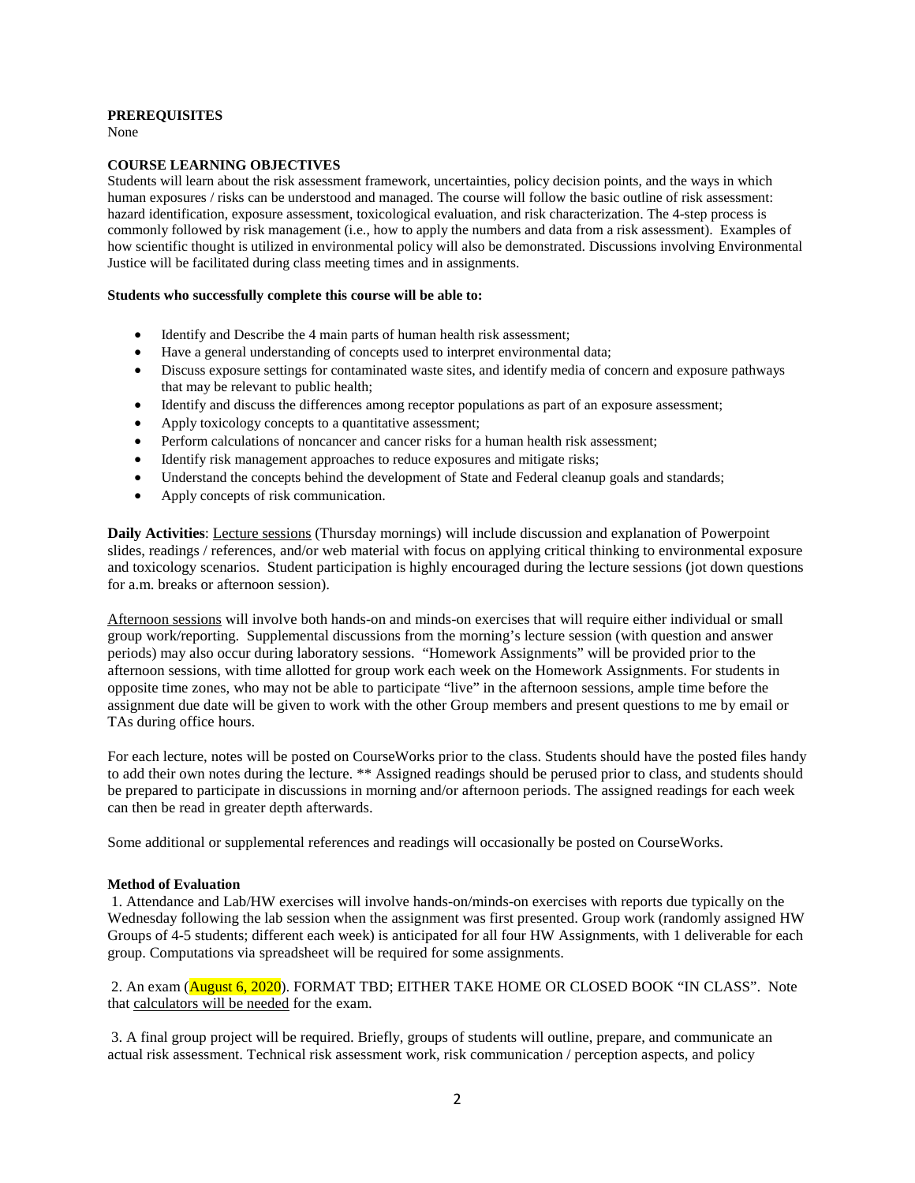**PREREQUISITES**
None

**COURSE LEARNING OBJECTIVES**
Students will learn about the risk assessment framework, uncertainties, policy decision points, and the ways in which human exposures / risks can be understood and managed. The course will follow the basic outline of risk assessment: hazard identification, exposure assessment, toxicological evaluation, and risk characterization. The 4-step process is commonly followed by risk management (i.e., how to apply the numbers and data from a risk assessment). Examples of how scientific thought is utilized in environmental policy will also be demonstrated. Discussions involving Environmental Justice will be facilitated during class meeting times and in assignments.

**Students who successfully complete this course will be able to:**

- Identify and Describe the 4 main parts of human health risk assessment;
- Have a general understanding of concepts used to interpret environmental data;
- Discuss exposure settings for contaminated waste sites, and identify media of concern and exposure pathways that may be relevant to public health;
- Identify and discuss the differences among receptor populations as part of an exposure assessment;
- Apply toxicology concepts to a quantitative assessment;
- Perform calculations of noncancer and cancer risks for a human health risk assessment;
- Identify risk management approaches to reduce exposures and mitigate risks;
- Understand the concepts behind the development of State and Federal cleanup goals and standards;
- Apply concepts of risk communication.

**Daily Activities**: Lecture sessions (Thursday mornings) will include discussion and explanation of Powerpoint slides, readings / references, and/or web material with focus on applying critical thinking to environmental exposure and toxicology scenarios. Student participation is highly encouraged during the lecture sessions (jot down questions for a.m. breaks or afternoon session).

Afternoon sessions will involve both hands-on and minds-on exercises that will require either individual or small group work/reporting. Supplemental discussions from the morning's lecture session (with question and answer periods) may also occur during laboratory sessions. "Homework Assignments" will be provided prior to the afternoon sessions, with time allotted for group work each week on the Homework Assignments. For students in opposite time zones, who may not be able to participate "live" in the afternoon sessions, ample time before the assignment due date will be given to work with the other Group members and present questions to me by email or TAs during office hours.

For each lecture, notes will be posted on CourseWorks prior to the class. Students should have the posted files handy to add their own notes during the lecture. ** Assigned readings should be perused prior to class, and students should be prepared to participate in discussions in morning and/or afternoon periods. The assigned readings for each week can then be read in greater depth afterwards.

Some additional or supplemental references and readings will occasionally be posted on CourseWorks.

**Method of Evaluation**

1. Attendance and Lab/HW exercises will involve hands-on/minds-on exercises with reports due typically on the Wednesday following the lab session when the assignment was first presented. Group work (randomly assigned HW Groups of 4-5 students; different each week) is anticipated for all four HW Assignments, with 1 deliverable for each group. Computations via spreadsheet will be required for some assignments.

2. An exam (August 6, 2020). FORMAT TBD; EITHER TAKE HOME OR CLOSED BOOK "IN CLASS". Note that calculators will be needed for the exam.

3. A final group project will be required. Briefly, groups of students will outline, prepare, and communicate an actual risk assessment. Technical risk assessment work, risk communication / perception aspects, and policy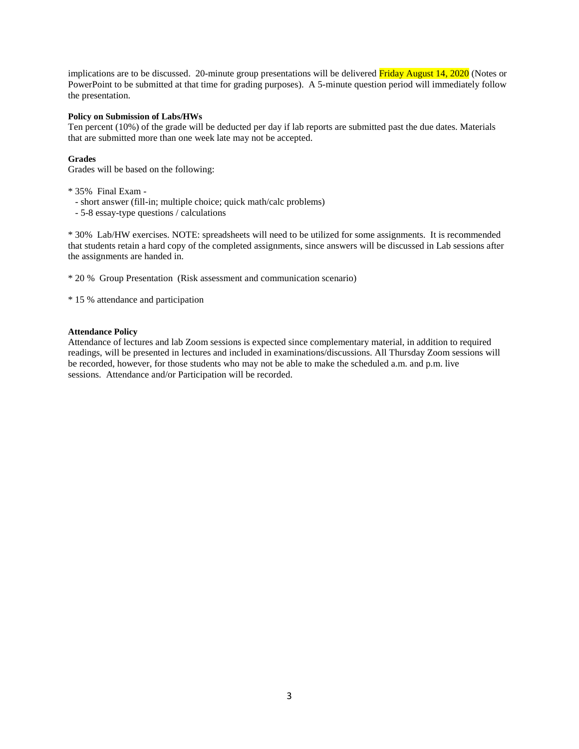implications are to be discussed. 20-minute group presentations will be delivered Friday August 14, 2020 (Notes or PowerPoint to be submitted at that time for grading purposes). A 5-minute question period will immediately follow the presentation.

**Policy on Submission of Labs/HWs**

Ten percent (10%) of the grade will be deducted per day if lab reports are submitted past the due dates. Materials that are submitted more than one week late may not be accepted.

**Grades**

Grades will be based on the following:

* 35% Final Exam -
  - short answer (fill-in; multiple choice; quick math/calc problems)
  - 5-8 essay-type questions / calculations

* 30% Lab/HW exercises. NOTE: spreadsheets will need to be utilized for some assignments. It is recommended that students retain a hard copy of the completed assignments, since answers will be discussed in Lab sessions after the assignments are handed in.

* 20 % Group Presentation (Risk assessment and communication scenario)

* 15 % attendance and participation

**Attendance Policy**

Attendance of lectures and lab Zoom sessions is expected since complementary material, in addition to required readings, will be presented in lectures and included in examinations/discussions. All Thursday Zoom sessions will be recorded, however, for those students who may not be able to make the scheduled a.m. and p.m. live sessions. Attendance and/or Participation will be recorded.